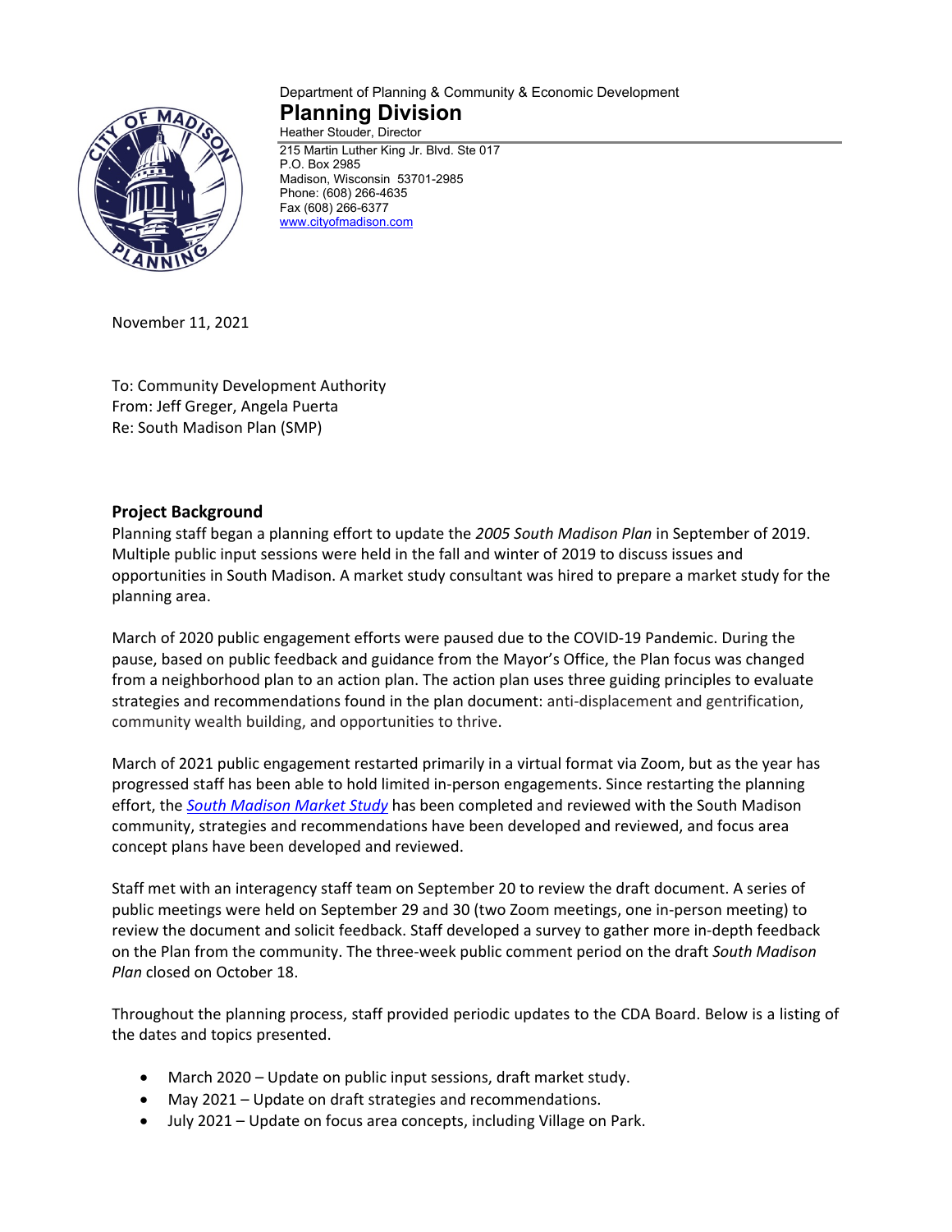Department of Planning & Community & Economic Development

**Planning Division**

Heather Stouder, Director

215 Martin Luther King Jr. Blvd. Ste 017
P.O. Box 2985
Madison, Wisconsin 53701-2985
Phone: (608) 266-4635
Fax (608) 266-6377
www.cityofmadison.com

November 11, 2021

To: Community Development Authority
From: Jeff Greger, Angela Puerta
Re: South Madison Plan (SMP)

## Project Background

Planning staff began a planning effort to update the *2005 South Madison Plan* in September of 2019. Multiple public input sessions were held in the fall and winter of 2019 to discuss issues and opportunities in South Madison. A market study consultant was hired to prepare a market study for the planning area.

March of 2020 public engagement efforts were paused due to the COVID-19 Pandemic. During the pause, based on public feedback and guidance from the Mayor's Office, the Plan focus was changed from a neighborhood plan to an action plan. The action plan uses three guiding principles to evaluate strategies and recommendations found in the plan document: anti-displacement and gentrification, community wealth building, and opportunities to thrive.

March of 2021 public engagement restarted primarily in a virtual format via Zoom, but as the year has progressed staff has been able to hold limited in-person engagements. Since restarting the planning effort, the *South Madison Market Study* has been completed and reviewed with the South Madison community, strategies and recommendations have been developed and reviewed, and focus area concept plans have been developed and reviewed.

Staff met with an interagency staff team on September 20 to review the draft document. A series of public meetings were held on September 29 and 30 (two Zoom meetings, one in-person meeting) to review the document and solicit feedback. Staff developed a survey to gather more in-depth feedback on the Plan from the community. The three-week public comment period on the draft *South Madison Plan* closed on October 18.

Throughout the planning process, staff provided periodic updates to the CDA Board. Below is a listing of the dates and topics presented.

- March 2020 – Update on public input sessions, draft market study.
- May 2021 – Update on draft strategies and recommendations.
- July 2021 – Update on focus area concepts, including Village on Park.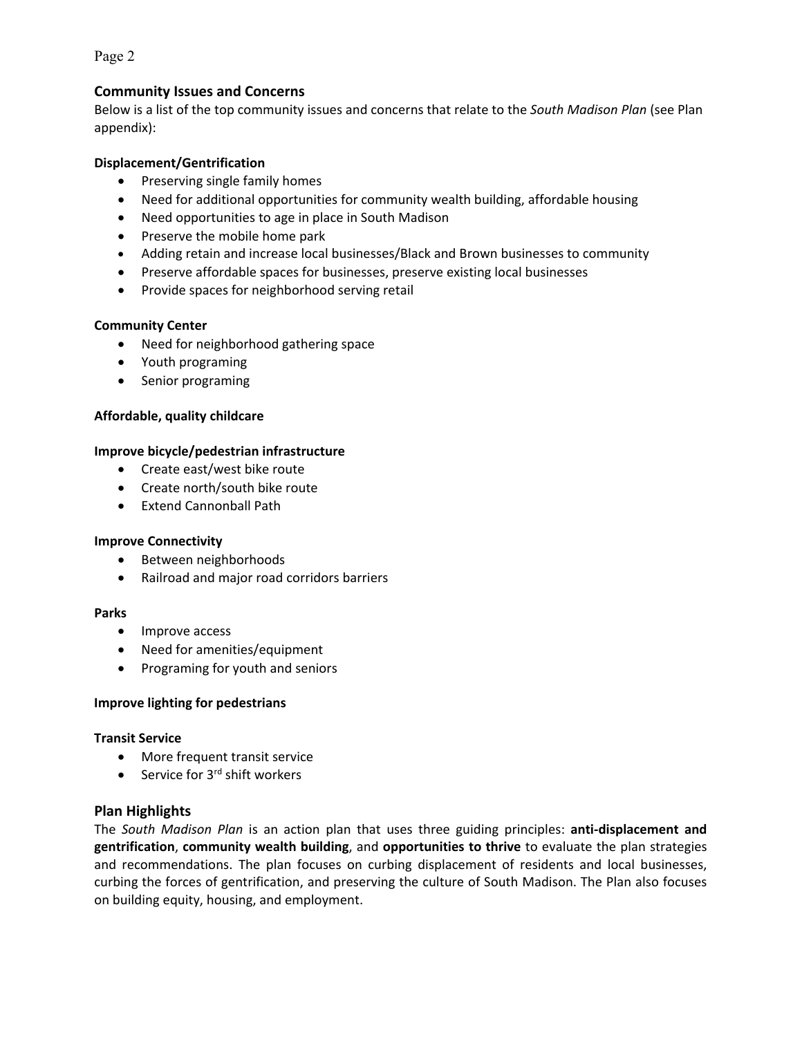## Community Issues and Concerns

Below is a list of the top community issues and concerns that relate to the *South Madison Plan* (see Plan appendix):

**Displacement/Gentrification**

- Preserving single family homes
- Need for additional opportunities for community wealth building, affordable housing
- Need opportunities to age in place in South Madison
- Preserve the mobile home park
- Adding retain and increase local businesses/Black and Brown businesses to community
- Preserve affordable spaces for businesses, preserve existing local businesses
- Provide spaces for neighborhood serving retail

**Community Center**

- Need for neighborhood gathering space
- Youth programing
- Senior programing

**Affordable, quality childcare**

**Improve bicycle/pedestrian infrastructure**

- Create east/west bike route
- Create north/south bike route
- Extend Cannonball Path

**Improve Connectivity**

- Between neighborhoods
- Railroad and major road corridors barriers

**Parks**

- Improve access
- Need for amenities/equipment
- Programing for youth and seniors

**Improve lighting for pedestrians**

**Transit Service**

- More frequent transit service
- Service for 3rd shift workers

## Plan Highlights

The *South Madison Plan* is an action plan that uses three guiding principles: **anti-displacement and gentrification**, **community wealth building**, and **opportunities to thrive** to evaluate the plan strategies and recommendations. The plan focuses on curbing displacement of residents and local businesses, curbing the forces of gentrification, and preserving the culture of South Madison. The Plan also focuses on building equity, housing, and employment.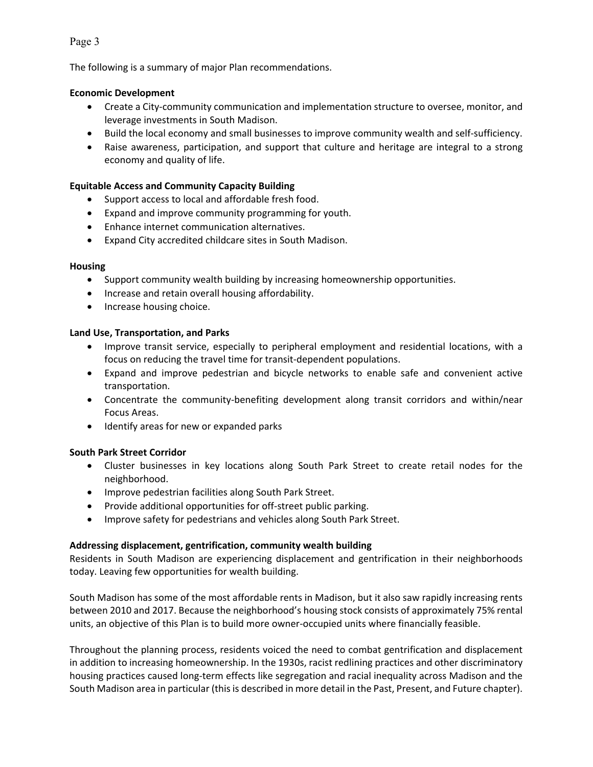The following is a summary of major Plan recommendations.

**Economic Development**

- Create a City-community communication and implementation structure to oversee, monitor, and leverage investments in South Madison.
- Build the local economy and small businesses to improve community wealth and self-sufficiency.
- Raise awareness, participation, and support that culture and heritage are integral to a strong economy and quality of life.

**Equitable Access and Community Capacity Building**

- Support access to local and affordable fresh food.
- Expand and improve community programming for youth.
- Enhance internet communication alternatives.
- Expand City accredited childcare sites in South Madison.

**Housing**

- Support community wealth building by increasing homeownership opportunities.
- Increase and retain overall housing affordability.
- Increase housing choice.

**Land Use, Transportation, and Parks**

- Improve transit service, especially to peripheral employment and residential locations, with a focus on reducing the travel time for transit-dependent populations.
- Expand and improve pedestrian and bicycle networks to enable safe and convenient active transportation.
- Concentrate the community-benefiting development along transit corridors and within/near Focus Areas.
- Identify areas for new or expanded parks

**South Park Street Corridor**

- Cluster businesses in key locations along South Park Street to create retail nodes for the neighborhood.
- Improve pedestrian facilities along South Park Street.
- Provide additional opportunities for off-street public parking.
- Improve safety for pedestrians and vehicles along South Park Street.

**Addressing displacement, gentrification, community wealth building**

Residents in South Madison are experiencing displacement and gentrification in their neighborhoods today. Leaving few opportunities for wealth building.

South Madison has some of the most affordable rents in Madison, but it also saw rapidly increasing rents between 2010 and 2017. Because the neighborhood's housing stock consists of approximately 75% rental units, an objective of this Plan is to build more owner-occupied units where financially feasible.

Throughout the planning process, residents voiced the need to combat gentrification and displacement in addition to increasing homeownership. In the 1930s, racist redlining practices and other discriminatory housing practices caused long-term effects like segregation and racial inequality across Madison and the South Madison area in particular (this is described in more detail in the Past, Present, and Future chapter).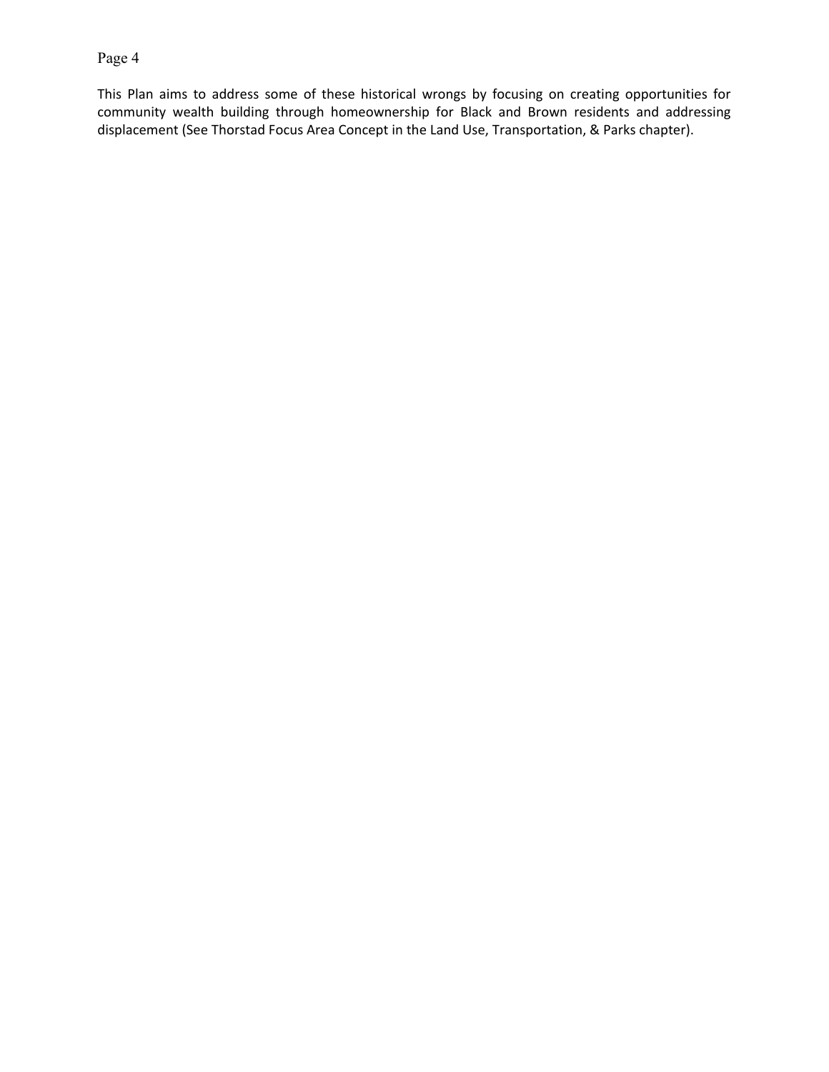This Plan aims to address some of these historical wrongs by focusing on creating opportunities for community wealth building through homeownership for Black and Brown residents and addressing displacement (See Thorstad Focus Area Concept in the Land Use, Transportation, & Parks chapter).